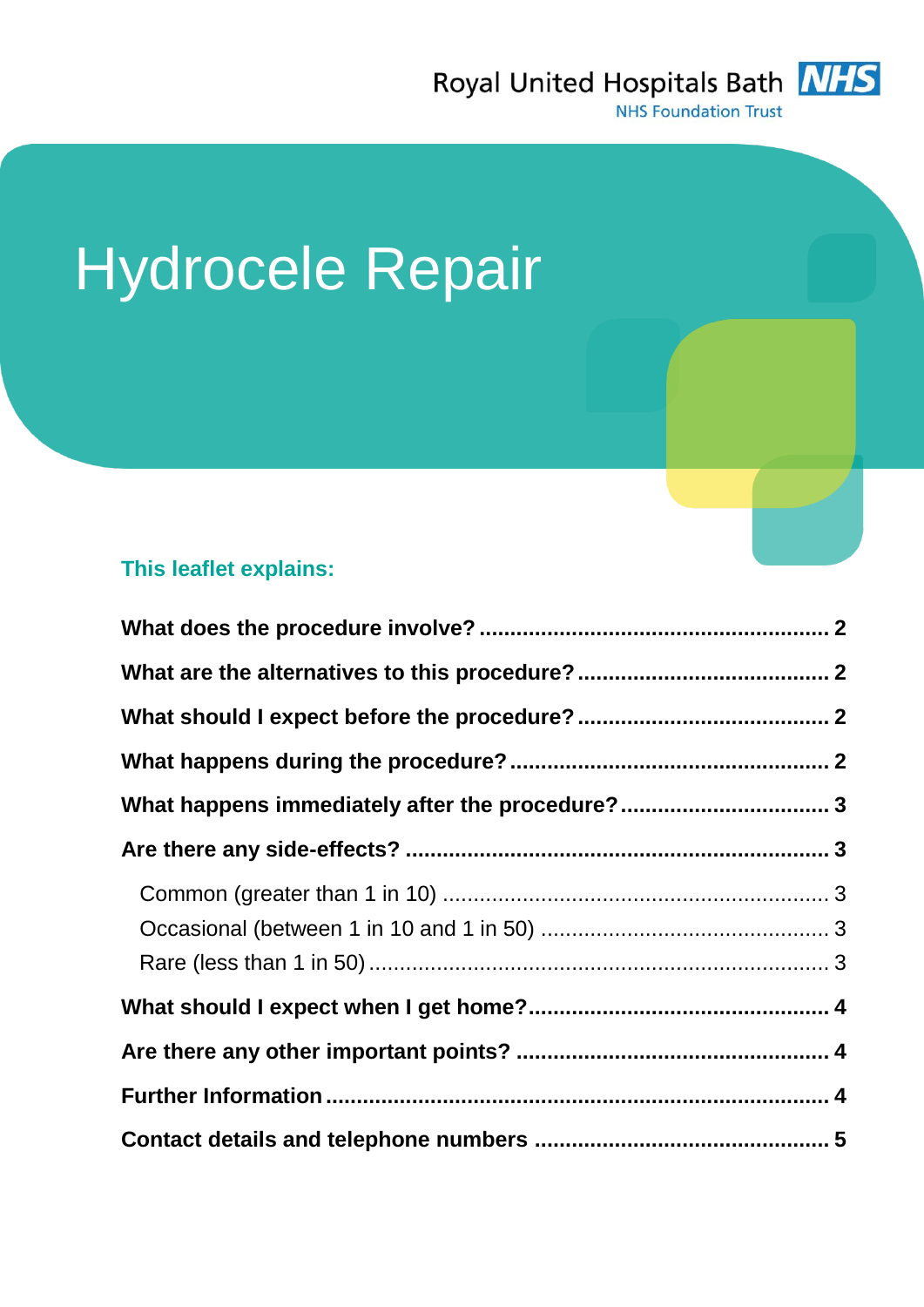Royal United Hospitals Bath NHS Foundation Trust

# Hydrocele Repair

**This leaflet explains:**

**What does the procedure involve?** ........ **2**

**What are the alternatives to this procedure?** ........ **2**

**What should I expect before the procedure?** ........ **2**

**What happens during the procedure?** ........ **2**

**What happens immediately after the procedure?** ........ **3**

**Are there any side-effects?** ........ **3**

- Common (greater than 1 in 10) ........ 3
- Occasional (between 1 in 10 and 1 in 50) ........ 3
- Rare (less than 1 in 50) ........ 3

**What should I expect when I get home?** ........ **4**

**Are there any other important points?** ........ **4**

**Further Information** ........ **4**

**Contact details and telephone numbers** ........ **5**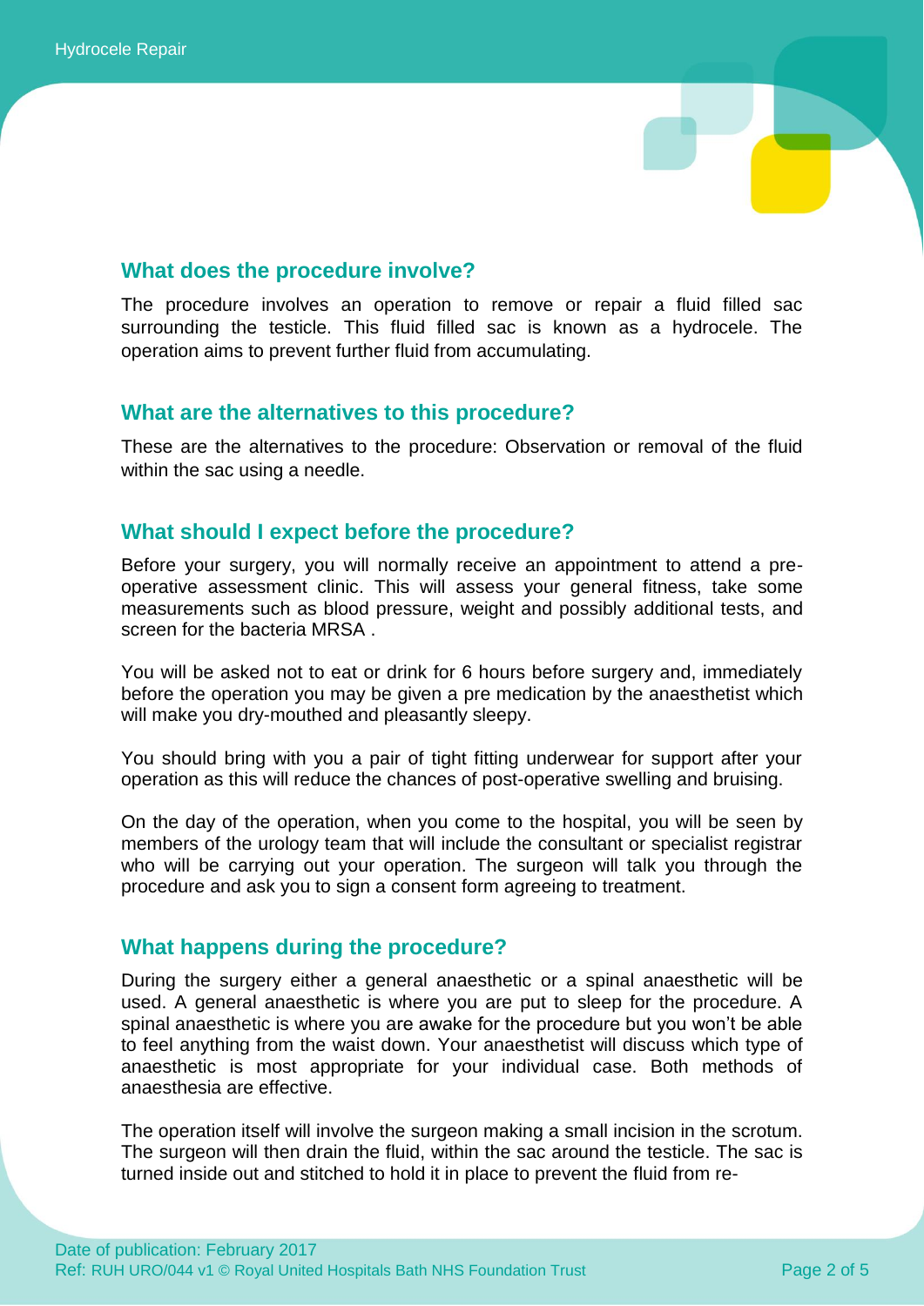## What does the procedure involve?

The procedure involves an operation to remove or repair a fluid filled sac surrounding the testicle. This fluid filled sac is known as a hydrocele. The operation aims to prevent further fluid from accumulating.

## What are the alternatives to this procedure?

These are the alternatives to the procedure: Observation or removal of the fluid within the sac using a needle.

## What should I expect before the procedure?

Before your surgery, you will normally receive an appointment to attend a pre-operative assessment clinic. This will assess your general fitness, take some measurements such as blood pressure, weight and possibly additional tests, and screen for the bacteria MRSA .

You will be asked not to eat or drink for 6 hours before surgery and, immediately before the operation you may be given a pre medication by the anaesthetist which will make you dry-mouthed and pleasantly sleepy.

You should bring with you a pair of tight fitting underwear for support after your operation as this will reduce the chances of post-operative swelling and bruising.

On the day of the operation, when you come to the hospital, you will be seen by members of the urology team that will include the consultant or specialist registrar who will be carrying out your operation. The surgeon will talk you through the procedure and ask you to sign a consent form agreeing to treatment.

## What happens during the procedure?

During the surgery either a general anaesthetic or a spinal anaesthetic will be used. A general anaesthetic is where you are put to sleep for the procedure. A spinal anaesthetic is where you are awake for the procedure but you won't be able to feel anything from the waist down. Your anaesthetist will discuss which type of anaesthetic is most appropriate for your individual case. Both methods of anaesthesia are effective.

The operation itself will involve the surgeon making a small incision in the scrotum. The surgeon will then drain the fluid, within the sac around the testicle. The sac is turned inside out and stitched to hold it in place to prevent the fluid from re-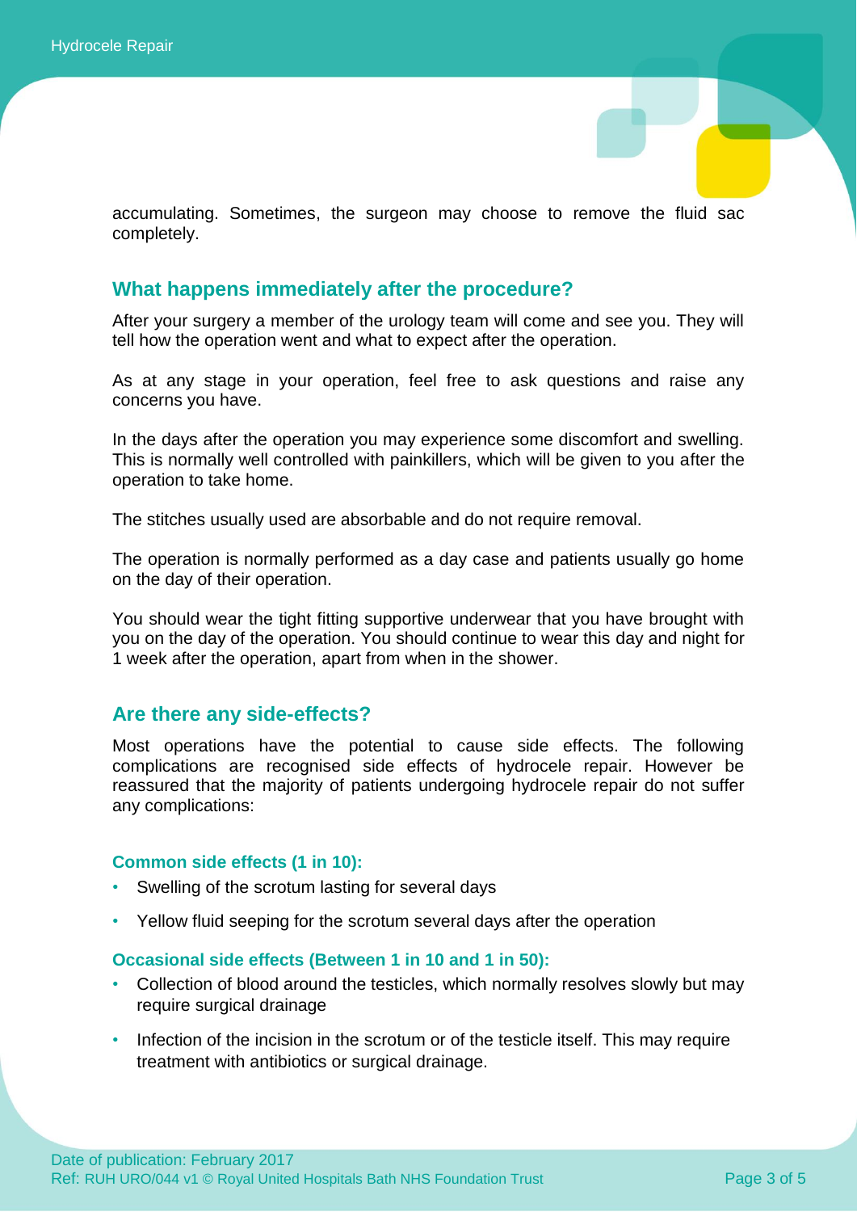accumulating. Sometimes, the surgeon may choose to remove the fluid sac completely.

## What happens immediately after the procedure?

After your surgery a member of the urology team will come and see you. They will tell how the operation went and what to expect after the operation.

As at any stage in your operation, feel free to ask questions and raise any concerns you have.

In the days after the operation you may experience some discomfort and swelling. This is normally well controlled with painkillers, which will be given to you after the operation to take home.

The stitches usually used are absorbable and do not require removal.

The operation is normally performed as a day case and patients usually go home on the day of their operation.

You should wear the tight fitting supportive underwear that you have brought with you on the day of the operation. You should continue to wear this day and night for 1 week after the operation, apart from when in the shower.

## Are there any side-effects?

Most operations have the potential to cause side effects. The following complications are recognised side effects of hydrocele repair. However be reassured that the majority of patients undergoing hydrocele repair do not suffer any complications:

### Common side effects (1 in 10):

- Swelling of the scrotum lasting for several days
- Yellow fluid seeping for the scrotum several days after the operation

### Occasional side effects (Between 1 in 10 and 1 in 50):

- Collection of blood around the testicles, which normally resolves slowly but may require surgical drainage
- Infection of the incision in the scrotum or of the testicle itself. This may require treatment with antibiotics or surgical drainage.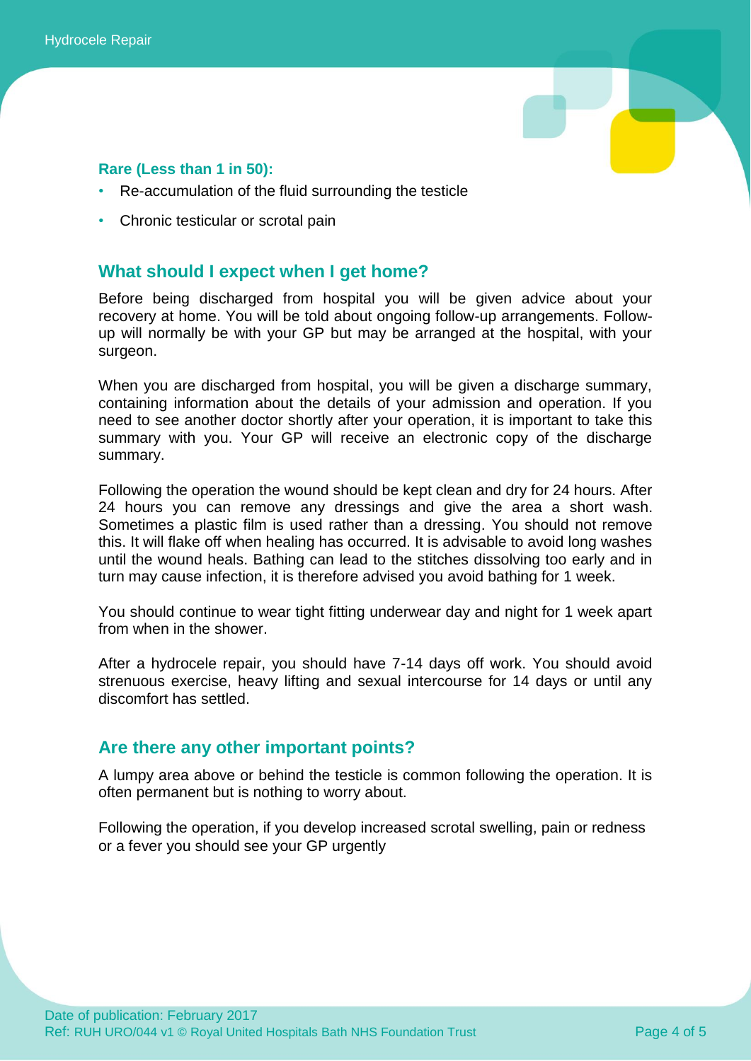**Rare (Less than 1 in 50):**

- Re-accumulation of the fluid surrounding the testicle
- Chronic testicular or scrotal pain

## What should I expect when I get home?

Before being discharged from hospital you will be given advice about your recovery at home. You will be told about ongoing follow-up arrangements. Follow-up will normally be with your GP but may be arranged at the hospital, with your surgeon.

When you are discharged from hospital, you will be given a discharge summary, containing information about the details of your admission and operation. If you need to see another doctor shortly after your operation, it is important to take this summary with you. Your GP will receive an electronic copy of the discharge summary.

Following the operation the wound should be kept clean and dry for 24 hours. After 24 hours you can remove any dressings and give the area a short wash. Sometimes a plastic film is used rather than a dressing. You should not remove this. It will flake off when healing has occurred. It is advisable to avoid long washes until the wound heals. Bathing can lead to the stitches dissolving too early and in turn may cause infection, it is therefore advised you avoid bathing for 1 week.

You should continue to wear tight fitting underwear day and night for 1 week apart from when in the shower.

After a hydrocele repair, you should have 7-14 days off work. You should avoid strenuous exercise, heavy lifting and sexual intercourse for 14 days or until any discomfort has settled.

## Are there any other important points?

A lumpy area above or behind the testicle is common following the operation. It is often permanent but is nothing to worry about.

Following the operation, if you develop increased scrotal swelling, pain or redness or a fever you should see your GP urgently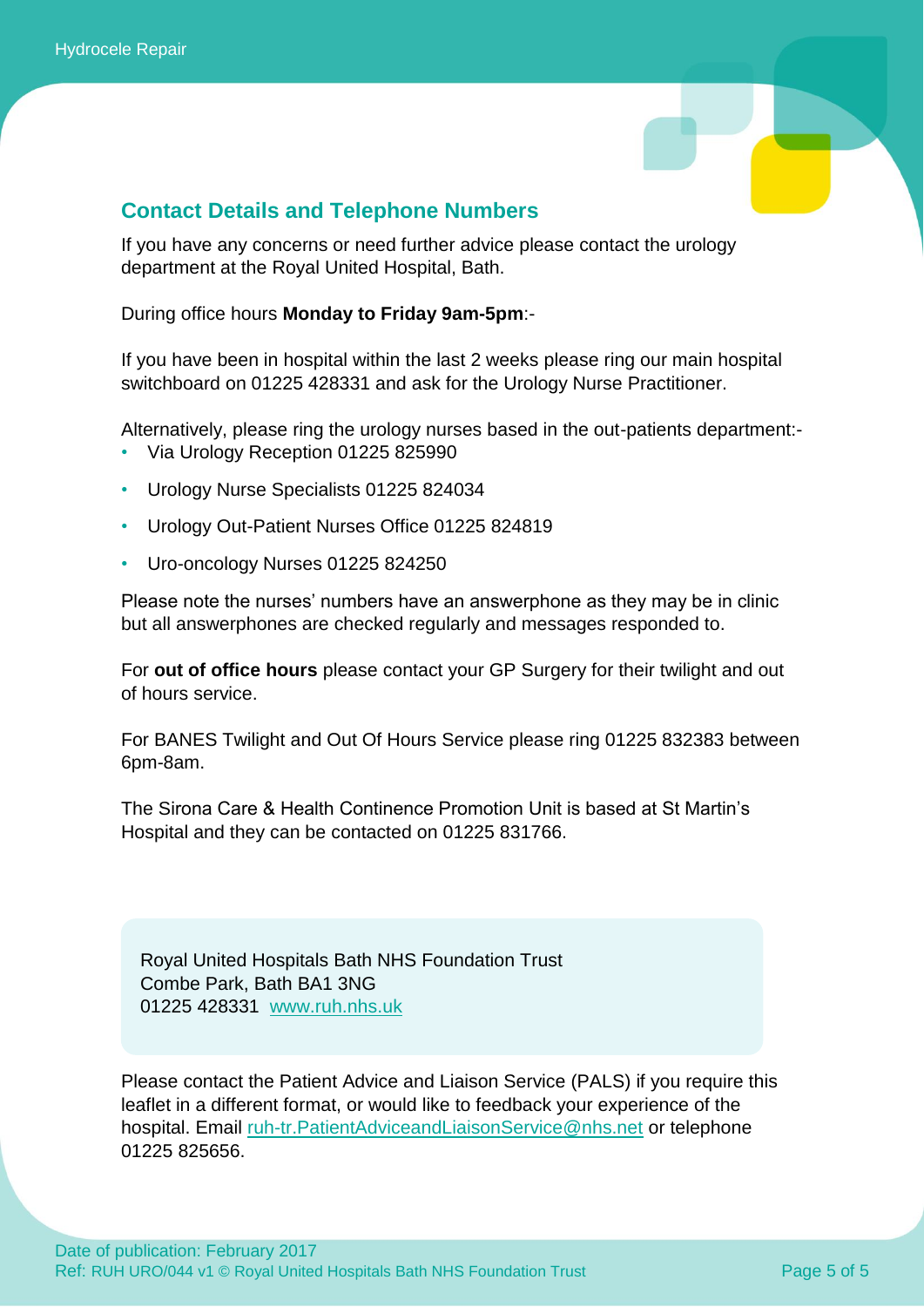## Contact Details and Telephone Numbers

If you have any concerns or need further advice please contact the urology department at the Royal United Hospital, Bath.

During office hours **Monday to Friday 9am-5pm**:-

If you have been in hospital within the last 2 weeks please ring our main hospital switchboard on 01225 428331 and ask for the Urology Nurse Practitioner.

Alternatively, please ring the urology nurses based in the out-patients department:-

- Via Urology Reception 01225 825990
- Urology Nurse Specialists 01225 824034
- Urology Out-Patient Nurses Office 01225 824819
- Uro-oncology Nurses 01225 824250

Please note the nurses' numbers have an answerphone as they may be in clinic but all answerphones are checked regularly and messages responded to.

For **out of office hours** please contact your GP Surgery for their twilight and out of hours service.

For BANES Twilight and Out Of Hours Service please ring 01225 832383 between 6pm-8am.

The Sirona Care & Health Continence Promotion Unit is based at St Martin's Hospital and they can be contacted on 01225 831766.

Royal United Hospitals Bath NHS Foundation Trust
Combe Park, Bath BA1 3NG
01225 428331 [www.ruh.nhs.uk](http://www.ruh.nhs.uk)

Please contact the Patient Advice and Liaison Service (PALS) if you require this leaflet in a different format, or would like to feedback your experience of the hospital. Email ruh-tr.PatientAdviceandLiaisonService@nhs.net or telephone 01225 825656.

Date of publication: February 2017
Ref: RUH URO/044 v1 © Royal United Hospitals Bath NHS Foundation Trust